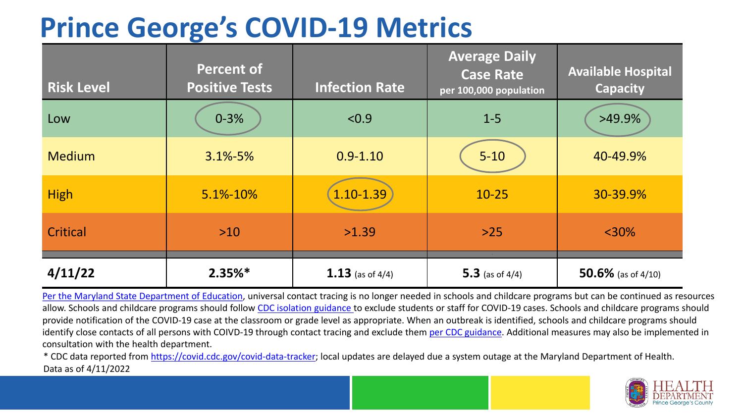# Prince George's COVID-19 Metrics

| Risk Level | Percent of Positive Tests | Infection Rate | Average Daily Case Rate per 100,000 population | Available Hospital Capacity |
|---|---|---|---|---|
| Low | 0-3% | <0.9 | 1-5 | >49.9% |
| Medium | 3.1%-5% | 0.9-1.10 | 5-10 | 40-49.9% |
| High | 5.1%-10% | 1.10-1.39 | 10-25 | 30-39.9% |
| Critical | >10 | >1.39 | >25 | <30% |
| **4/11/22** | **2.35%*** | **1.13** (as of 4/4) | **5.3** (as of 4/4) | **50.6%** (as of 4/10) |

Per the Maryland State Department of Education, universal contact tracing is no longer needed in schools and childcare programs but can be continued as resources allow. Schools and childcare programs should follow CDC isolation guidance to exclude students or staff for COVID-19 cases. Schools and childcare programs should provide notification of the COVID-19 case at the classroom or grade level as appropriate. When an outbreak is identified, schools and childcare programs should identify close contacts of all persons with COIVD-19 through contact tracing and exclude them per CDC guidance. Additional measures may also be implemented in consultation with the health department.

* CDC data reported from https://covid.cdc.gov/covid-data-tracker; local updates are delayed due a system outage at the Maryland Department of Health.

Data as of 4/11/2022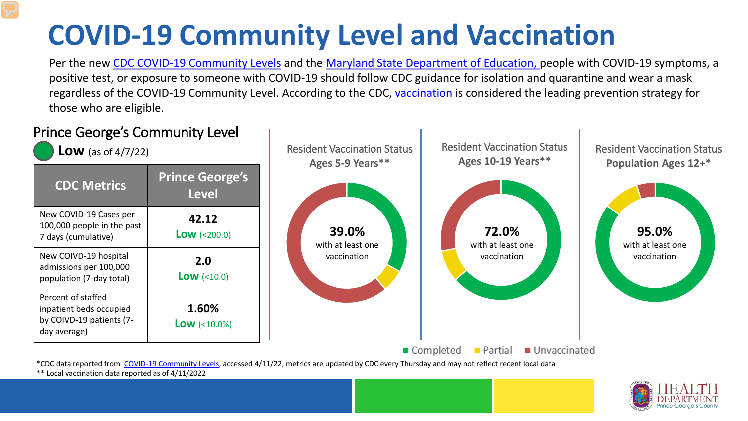# COVID-19 Community Level and Vaccination

Per the new CDC COVID-19 Community Levels and the Maryland State Department of Education, people with COVID-19 symptoms, a positive test, or exposure to someone with COVID-19 should follow CDC guidance for isolation and quarantine and wear a mask regardless of the COVID-19 Community Level. According to the CDC, vaccination is considered the leading prevention strategy for those who are eligible.

## Prince George's Community Level

**Low** (as of 4/7/22)

| CDC Metrics | Prince George's Level |
|---|---|
| New COVID-19 Cases per 100,000 people in the past 7 days (cumulative) | **42.12** **Low** (<200.0) |
| New COIVD-19 hospital admissions per 100,000 population (7-day total) | **2.0** **Low** (<10.0) |
| Percent of staffed inpatient beds occupied by COIVD-19 patients (7-day average) | **1.60%** **Low** (<10.0%) |

Resident Vaccination Status **Ages 5-9 Years****

**39.0%** with at least one vaccination

Resident Vaccination Status **Ages 10-19 Years****

**72.0%** with at least one vaccination

Resident Vaccination Status **Population Ages 12+***

**95.0%** with at least one vaccination

Completed Partial Unvaccinated

*CDC data reported from COVID-19 Community Levels, accessed 4/11/22, metrics are updated by CDC every Thursday and may not reflect recent local data
** Local vaccination data reported as of 4/11/2022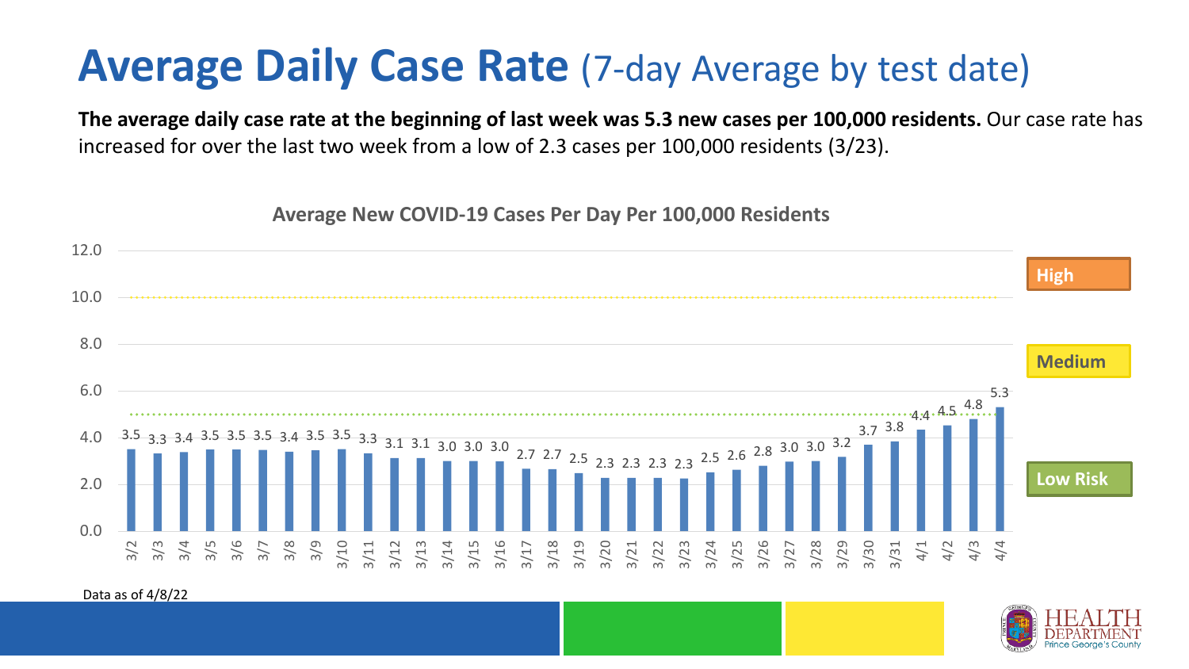# Average Daily Case Rate (7-day Average by test date)

**The average daily case rate at the beginning of last week was 5.3 new cases per 100,000 residents.** Our case rate has increased for over the last two week from a low of 2.3 cases per 100,000 residents (3/23).

**Average New COVID-19 Cases Per Day Per 100,000 Residents**

| Date | Cases per 100,000 |
|---|---|
| 3/2 | 3.5 |
| 3/3 | 3.3 |
| 3/4 | 3.4 |
| 3/5 | 3.5 |
| 3/6 | 3.5 |
| 3/7 | 3.5 |
| 3/8 | 3.4 |
| 3/9 | 3.5 |
| 3/10 | 3.5 |
| 3/11 | 3.3 |
| 3/12 | 3.1 |
| 3/13 | 3.1 |
| 3/14 | 3.0 |
| 3/15 | 3.0 |
| 3/16 | 3.0 |
| 3/17 | 2.7 |
| 3/18 | 2.7 |
| 3/19 | 2.5 |
| 3/20 | 2.3 |
| 3/21 | 2.3 |
| 3/22 | 2.3 |
| 3/23 | 2.3 |
| 3/24 | 2.5 |
| 3/25 | 2.6 |
| 3/26 | 2.8 |
| 3/27 | 3.0 |
| 3/28 | 3.0 |
| 3/29 | 3.2 |
| 3/30 | 3.7 |
| 3/31 | 3.8 |
| 4/1 | 4.4 |
| 4/2 | 4.5 |
| 4/3 | 4.8 |
| 4/4 | 5.3 |

High | Medium | Low Risk

Data as of 4/8/22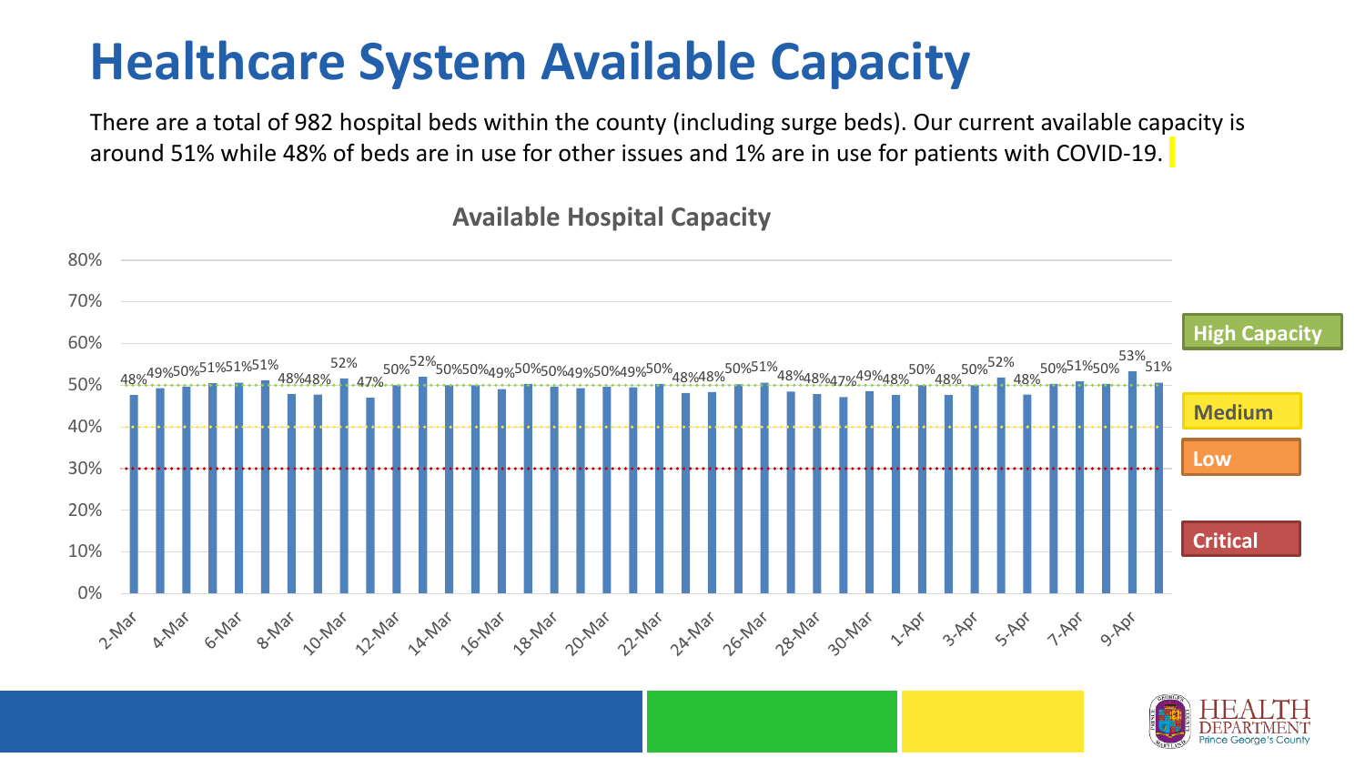# Healthcare System Available Capacity

There are a total of 982 hospital beds within the county (including surge beds). Our current available capacity is around 51% while 48% of beds are in use for other issues and 1% are in use for patients with COVID-19.

**Available Hospital Capacity**

80%
70%
60%
50%
40%
30%
20%
10%
0%

48% 49% 50% 51% 51% 51% 48% 48% 52% 47% 50% 52% 50% 50% 49% 50% 50% 49% 50% 49% 50% 48% 48% 50% 51% 48% 48% 47% 49% 48% 50% 48% 50% 52% 48% 50% 51% 50% 53% 51%

2-Mar 4-Mar 6-Mar 8-Mar 10-Mar 12-Mar 14-Mar 16-Mar 18-Mar 20-Mar 22-Mar 24-Mar 26-Mar 28-Mar 30-Mar 1-Apr 3-Apr 5-Apr 7-Apr 9-Apr

High Capacity
Medium
Low
Critical